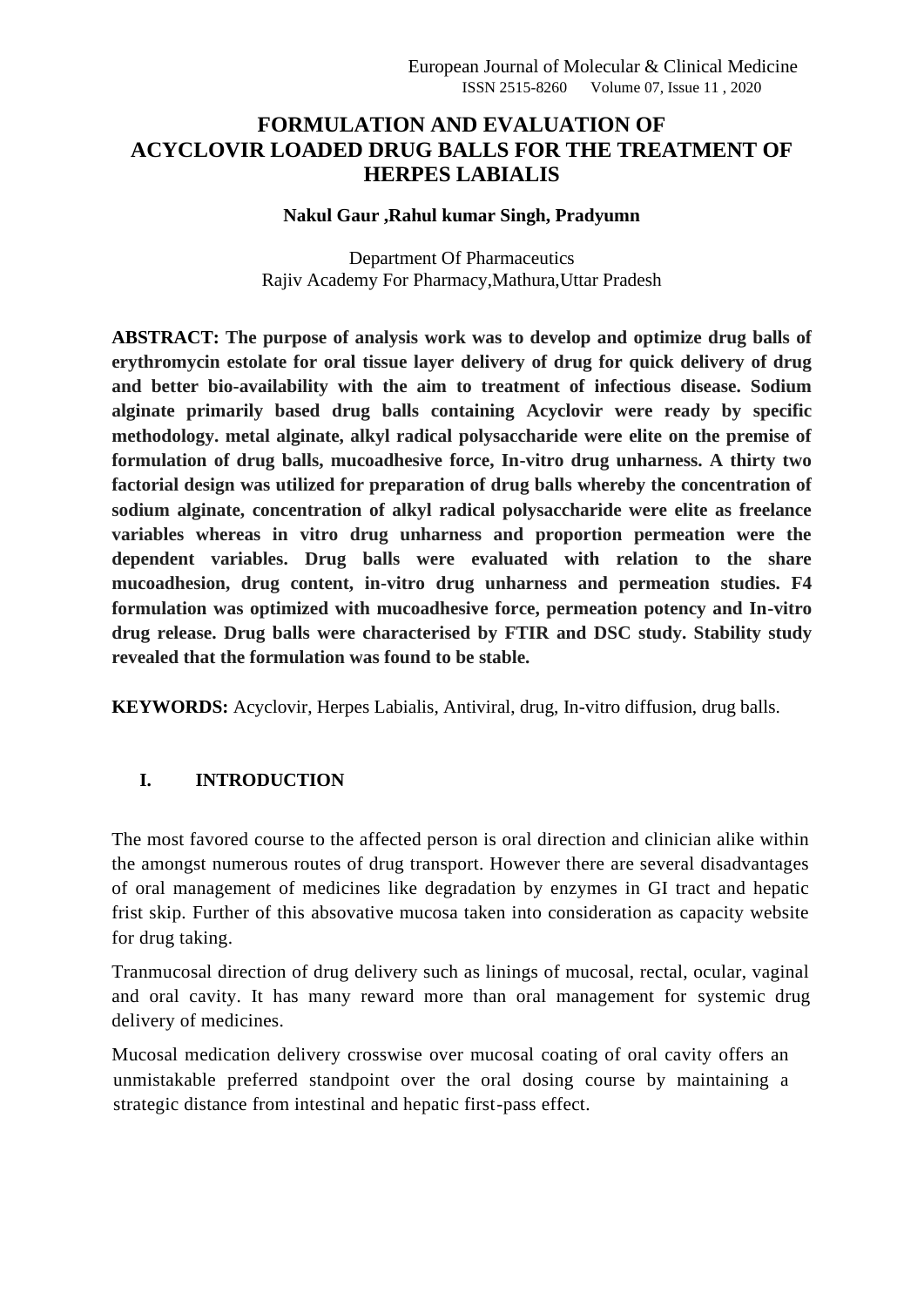# FORMULATION AND EVALUATION OF ACYCLOVIR LOADED DRUG BALLS FOR THE TREATMENT OF HERPES LABIALIS

**Nakul Gaur ,Rahul kumar Singh, Pradyumn**

Department Of Pharmaceutics
Rajiv Academy For Pharmacy,Mathura,Uttar Pradesh

**ABSTRACT: The purpose of analysis work was to develop and optimize drug balls of erythromycin estolate for oral tissue layer delivery of drug for quick delivery of drug and better bio-availability with the aim to treatment of infectious disease. Sodium alginate primarily based drug balls containing Acyclovir were ready by specific methodology. metal alginate, alkyl radical polysaccharide were elite on the premise of formulation of drug balls, mucoadhesive force, In-vitro drug unharness. A thirty two factorial design was utilized for preparation of drug balls whereby the concentration of sodium alginate, concentration of alkyl radical polysaccharide were elite as freelance variables whereas in vitro drug unharness and proportion permeation were the dependent variables. Drug balls were evaluated with relation to the share mucoadhesion, drug content, in-vitro drug unharness and permeation studies. F4 formulation was optimized with mucoadhesive force, permeation potency and In-vitro drug release. Drug balls were characterised by FTIR and DSC study. Stability study revealed that the formulation was found to be stable.**

**KEYWORDS:** Acyclovir, Herpes Labialis, Antiviral, drug, In-vitro diffusion, drug balls.

## I. INTRODUCTION

The most favored course to the affected person is oral direction and clinician alike within the amongst numerous routes of drug transport. However there are several disadvantages of oral management of medicines like degradation by enzymes in GI tract and hepatic frist skip. Further of this absovative mucosa taken into consideration as capacity website for drug taking.

Tranmucosal direction of drug delivery such as linings of mucosal, rectal, ocular, vaginal and oral cavity. It has many reward more than oral management for systemic drug delivery of medicines.

Mucosal medication delivery crosswise over mucosal coating of oral cavity offers an unmistakable preferred standpoint over the oral dosing course by maintaining a strategic distance from intestinal and hepatic first-pass effect.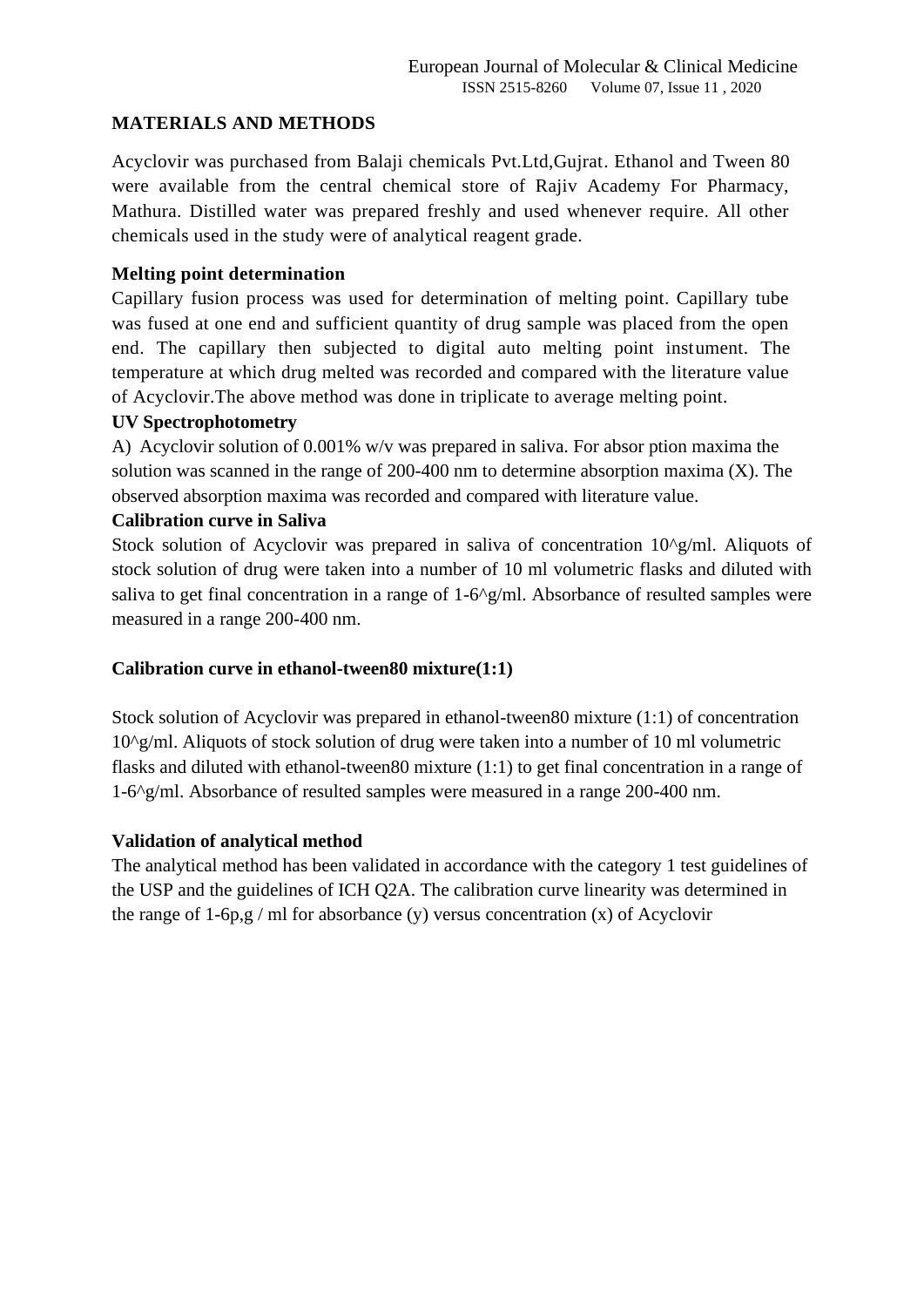## MATERIALS AND METHODS

Acyclovir was purchased from Balaji chemicals Pvt.Ltd,Gujrat. Ethanol and Tween 80 were available from the central chemical store of Rajiv Academy For Pharmacy, Mathura. Distilled water was prepared freshly and used whenever require. All other chemicals used in the study were of analytical reagent grade.

### Melting point determination

Capillary fusion process was used for determination of melting point. Capillary tube was fused at one end and sufficient quantity of drug sample was placed from the open end. The capillary then subjected to digital auto melting point instument. The temperature at which drug melted was recorded and compared with the literature value of Acyclovir.The above method was done in triplicate to average melting point.

### UV Spectrophotometry

A) Acyclovir solution of 0.001% w/v was prepared in saliva. For absor ption maxima the solution was scanned in the range of 200-400 nm to determine absorption maxima (X). The observed absorption maxima was recorded and compared with literature value.

### Calibration curve in Saliva

Stock solution of Acyclovir was prepared in saliva of concentration 10^g/ml. Aliquots of stock solution of drug were taken into a number of 10 ml volumetric flasks and diluted with saliva to get final concentration in a range of 1-6^g/ml. Absorbance of resulted samples were measured in a range 200-400 nm.

### Calibration curve in ethanol-tween80 mixture(1:1)

Stock solution of Acyclovir was prepared in ethanol-tween80 mixture (1:1) of concentration 10^g/ml. Aliquots of stock solution of drug were taken into a number of 10 ml volumetric flasks and diluted with ethanol-tween80 mixture (1:1) to get final concentration in a range of 1-6^g/ml. Absorbance of resulted samples were measured in a range 200-400 nm.

### Validation of analytical method

The analytical method has been validated in accordance with the category 1 test guidelines of the USP and the guidelines of ICH Q2A. The calibration curve linearity was determined in the range of 1-6p,g / ml for absorbance (y) versus concentration (x) of Acyclovir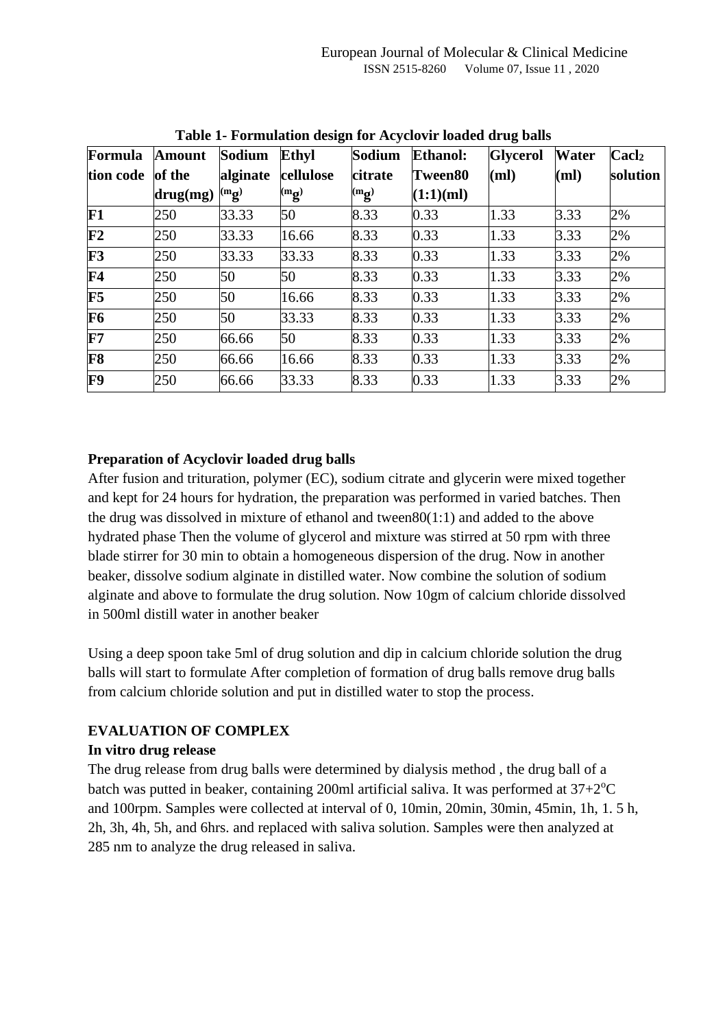**Table 1- Formulation design for Acyclovir loaded drug balls**

| Formulation code | Amount of the drug(mg) | Sodium alginate (mg) | Ethyl cellulose (mg) | Sodium citrate (mg) | Ethanol: Tween80 (1:1)(ml) | Glycerol (ml) | Water (ml) | $CaCl_2$ solution |
|---|---|---|---|---|---|---|---|---|
| **F1** | 250 | 33.33 | 50 | 8.33 | 0.33 | 1.33 | 3.33 | 2% |
| **F2** | 250 | 33.33 | 16.66 | 8.33 | 0.33 | 1.33 | 3.33 | 2% |
| **F3** | 250 | 33.33 | 33.33 | 8.33 | 0.33 | 1.33 | 3.33 | 2% |
| **F4** | 250 | 50 | 50 | 8.33 | 0.33 | 1.33 | 3.33 | 2% |
| **F5** | 250 | 50 | 16.66 | 8.33 | 0.33 | 1.33 | 3.33 | 2% |
| **F6** | 250 | 50 | 33.33 | 8.33 | 0.33 | 1.33 | 3.33 | 2% |
| **F7** | 250 | 66.66 | 50 | 8.33 | 0.33 | 1.33 | 3.33 | 2% |
| **F8** | 250 | 66.66 | 16.66 | 8.33 | 0.33 | 1.33 | 3.33 | 2% |
| **F9** | 250 | 66.66 | 33.33 | 8.33 | 0.33 | 1.33 | 3.33 | 2% |

**Preparation of Acyclovir loaded drug balls**

After fusion and trituration, polymer (EC), sodium citrate and glycerin were mixed together and kept for 24 hours for hydration, the preparation was performed in varied batches. Then the drug was dissolved in mixture of ethanol and tween80(1:1) and added to the above hydrated phase Then the volume of glycerol and mixture was stirred at 50 rpm with three blade stirrer for 30 min to obtain a homogeneous dispersion of the drug. Now in another beaker, dissolve sodium alginate in distilled water. Now combine the solution of sodium alginate and above to formulate the drug solution. Now 10gm of calcium chloride dissolved in 500ml distill water in another beaker

Using a deep spoon take 5ml of drug solution and dip in calcium chloride solution the drug balls will start to formulate After completion of formation of drug balls remove drug balls from calcium chloride solution and put in distilled water to stop the process.

## EVALUATION OF COMPLEX

### In vitro drug release

The drug release from drug balls were determined by dialysis method , the drug ball of a batch was putted in beaker, containing 200ml artificial saliva. It was performed at $37+2^{o}C$ and 100rpm. Samples were collected at interval of 0, 10min, 20min, 30min, 45min, 1h, 1. 5 h, 2h, 3h, 4h, 5h, and 6hrs. and replaced with saliva solution. Samples were then analyzed at 285 nm to analyze the drug released in saliva.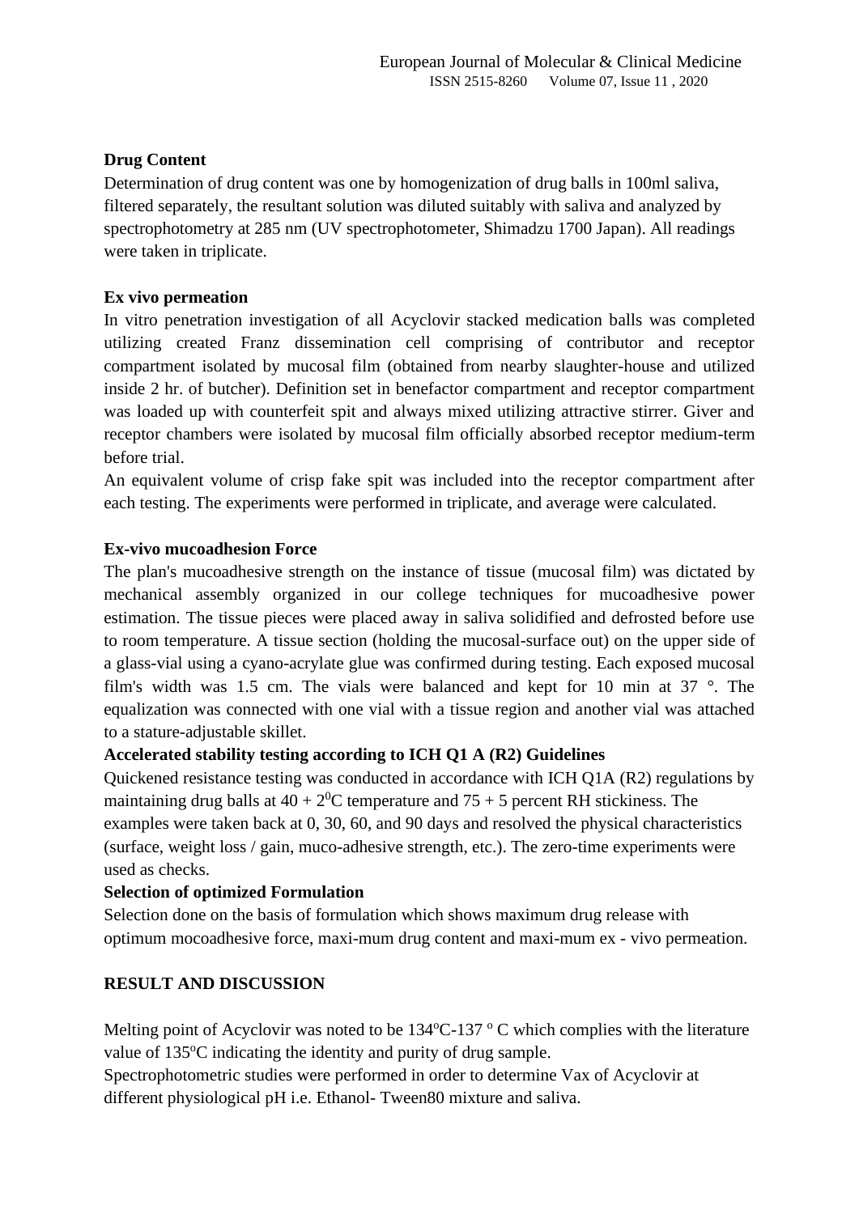**Drug Content**

Determination of drug content was one by homogenization of drug balls in 100ml saliva, filtered separately, the resultant solution was diluted suitably with saliva and analyzed by spectrophotometry at 285 nm (UV spectrophotometer, Shimadzu 1700 Japan). All readings were taken in triplicate.

**Ex vivo permeation**

In vitro penetration investigation of all Acyclovir stacked medication balls was completed utilizing created Franz dissemination cell comprising of contributor and receptor compartment isolated by mucosal film (obtained from nearby slaughter-house and utilized inside 2 hr. of butcher). Definition set in benefactor compartment and receptor compartment was loaded up with counterfeit spit and always mixed utilizing attractive stirrer. Giver and receptor chambers were isolated by mucosal film officially absorbed receptor medium-term before trial.

An equivalent volume of crisp fake spit was included into the receptor compartment after each testing. The experiments were performed in triplicate, and average were calculated.

**Ex-vivo mucoadhesion Force**

The plan's mucoadhesive strength on the instance of tissue (mucosal film) was dictated by mechanical assembly organized in our college techniques for mucoadhesive power estimation. The tissue pieces were placed away in saliva solidified and defrosted before use to room temperature. A tissue section (holding the mucosal-surface out) on the upper side of a glass-vial using a cyano-acrylate glue was confirmed during testing. Each exposed mucosal film's width was 1.5 cm. The vials were balanced and kept for 10 min at 37 °. The equalization was connected with one vial with a tissue region and another vial was attached to a stature-adjustable skillet.

**Accelerated stability testing according to ICH Q1 A (R2) Guidelines**

Quickened resistance testing was conducted in accordance with ICH Q1A (R2) regulations by maintaining drug balls at $40 + 2^{0}$C temperature and 75 + 5 percent RH stickiness. The examples were taken back at 0, 30, 60, and 90 days and resolved the physical characteristics (surface, weight loss / gain, muco-adhesive strength, etc.). The zero-time experiments were used as checks.

**Selection of optimized Formulation**

Selection done on the basis of formulation which shows maximum drug release with optimum mocoadhesive force, maxi-mum drug content and maxi-mum ex - vivo permeation.

**RESULT AND DISCUSSION**

Melting point of Acyclovir was noted to be 134$^{o}$C-137 $^{o}$ C which complies with the literature value of 135$^{o}$C indicating the identity and purity of drug sample.

Spectrophotometric studies were performed in order to determine Vax of Acyclovir at different physiological pH i.e. Ethanol- Tween80 mixture and saliva.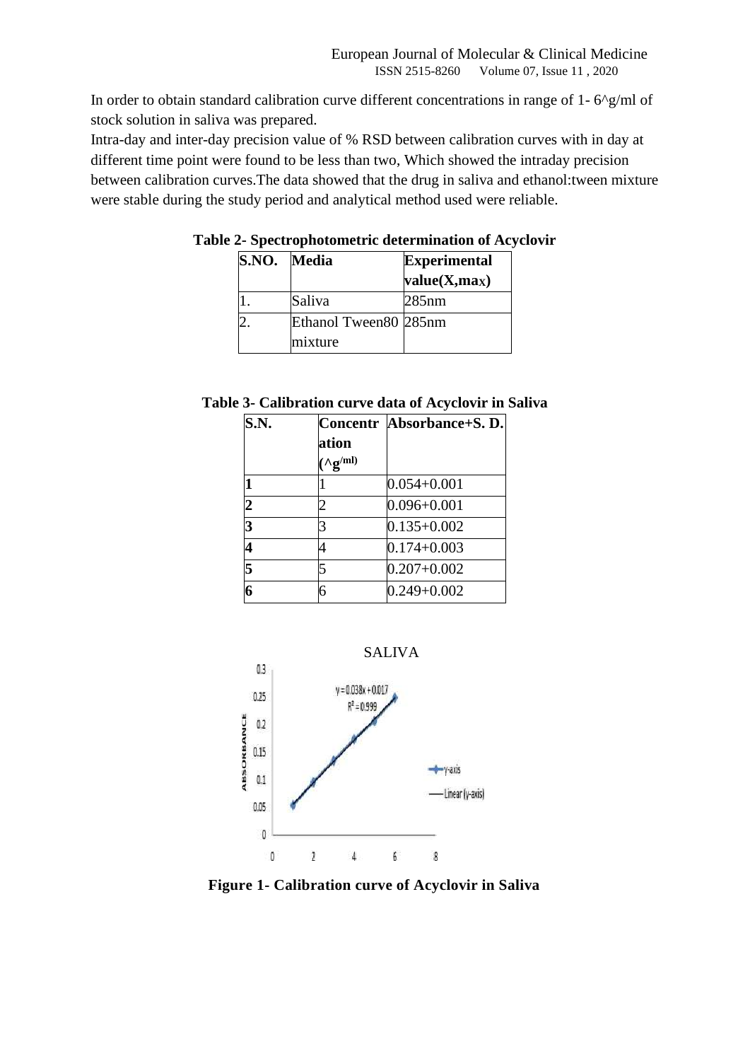In order to obtain standard calibration curve different concentrations in range of 1- 6^g/ml of stock solution in saliva was prepared.

Intra-day and inter-day precision value of % RSD between calibration curves with in day at different time point were found to be less than two, Which showed the intraday precision between calibration curves.The data showed that the drug in saliva and ethanol:tween mixture were stable during the study period and analytical method used were reliable.

**Table 2- Spectrophotometric determination of Acyclovir**

| S.NO. | Media | Experimental value(X,max) |
|---|---|---|
| 1. | Saliva | 285nm |
| 2. | Ethanol Tween80 mixture | 285nm |

**Table 3- Calibration curve data of Acyclovir in Saliva**

| S.N. | Concentration (^g/ml) | Absorbance+S. D. |
|---|---|---|
| 1 | 1 | 0.054+0.001 |
| 2 | 2 | 0.096+0.001 |
| 3 | 3 | 0.135+0.002 |
| 4 | 4 | 0.174+0.003 |
| 5 | 5 | 0.207+0.002 |
| 6 | 6 | 0.249+0.002 |

SALIVA

y = 0.038x + 0.017
$R^2$ = 0.999

**Figure 1- Calibration curve of Acyclovir in Saliva**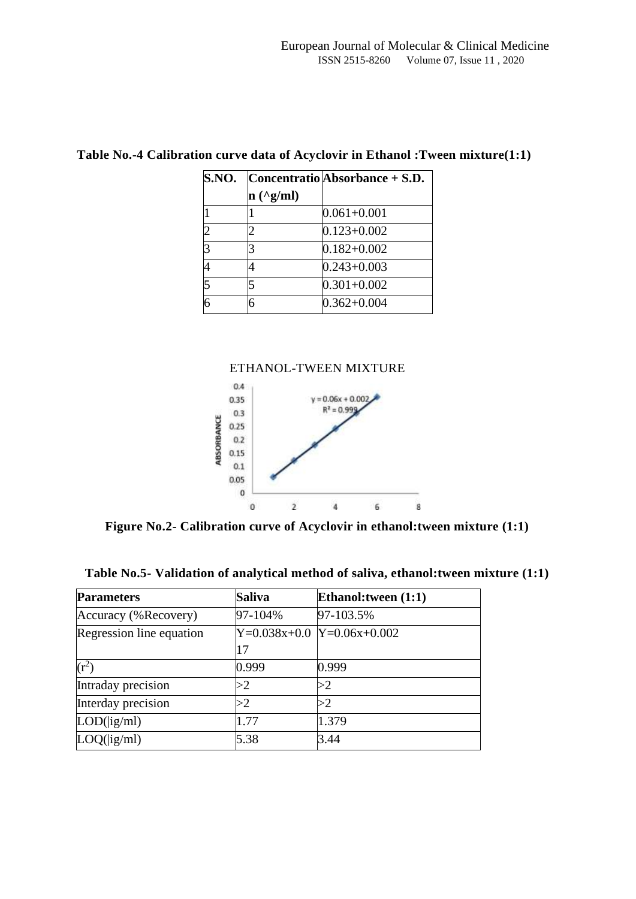**Table No.-4 Calibration curve data of Acyclovir in Ethanol :Tween mixture(1:1)**

| S.NO. | Concentration (^g/ml) | Absorbance + S.D. |
|---|---|---|
| 1 | 1 | 0.061+0.001 |
| 2 | 2 | 0.123+0.002 |
| 3 | 3 | 0.182+0.002 |
| 4 | 4 | 0.243+0.003 |
| 5 | 5 | 0.301+0.002 |
| 6 | 6 | 0.362+0.004 |

**Figure No.2- Calibration curve of Acyclovir in ethanol:tween mixture (1:1)**

**Table No.5- Validation of analytical method of saliva, ethanol:tween mixture (1:1)**

| Parameters | Saliva | Ethanol:tween (1:1) |
|---|---|---|
| Accuracy (%Recovery) | 97-104% | 97-103.5% |
| Regression line equation | Y=0.038x+0.017 | Y=0.06x+0.002 |
| ($r^2$) | 0.999 | 0.999 |
| Intraday precision | >2 | >2 |
| Interday precision | >2 | >2 |
| LOD(\|ig/ml) | 1.77 | 1.379 |
| LOQ(\|ig/ml) | 5.38 | 3.44 |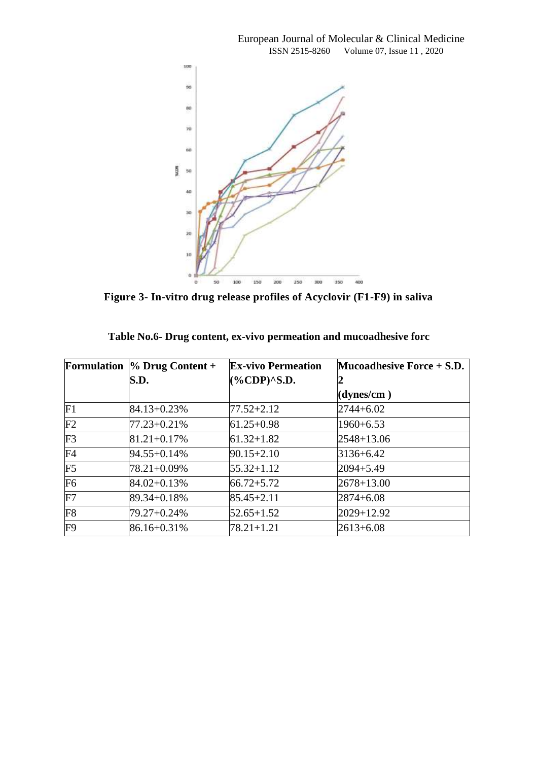**Figure 3- In-vitro drug release profiles of Acyclovir (F1-F9) in saliva**

**Table No.6- Drug content, ex-vivo permeation and mucoadhesive forc**

| Formulation | % Drug Content + S.D. | Ex-vivo Permeation (%CDP)^S.D. | Mucoadhesive Force + S.D. (dynes/cm$^2$) |
|---|---|---|---|
| F1 | 84.13+0.23% | 77.52+2.12 | 2744+6.02 |
| F2 | 77.23+0.21% | 61.25+0.98 | 1960+6.53 |
| F3 | 81.21+0.17% | 61.32+1.82 | 2548+13.06 |
| F4 | 94.55+0.14% | 90.15+2.10 | 3136+6.42 |
| F5 | 78.21+0.09% | 55.32+1.12 | 2094+5.49 |
| F6 | 84.02+0.13% | 66.72+5.72 | 2678+13.00 |
| F7 | 89.34+0.18% | 85.45+2.11 | 2874+6.08 |
| F8 | 79.27+0.24% | 52.65+1.52 | 2029+12.92 |
| F9 | 86.16+0.31% | 78.21+1.21 | 2613+6.08 |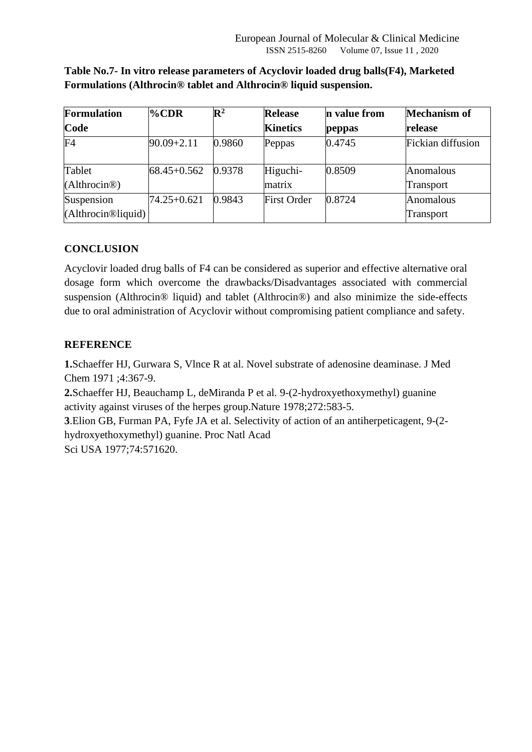**Table No.7- In vitro release parameters of Acyclovir loaded drug balls(F4), Marketed Formulations (Althrocin® tablet and Althrocin® liquid suspension.**

| Formulation Code | %CDR | $R^2$ | Release Kinetics | n value from peppas | Mechanism of release |
|---|---|---|---|---|---|
| F4 | 90.09+2.11 | 0.9860 | Peppas | 0.4745 | Fickian diffusion |
| Tablet (Althrocin®) | 68.45+0.562 | 0.9378 | Higuchi-matrix | 0.8509 | Anomalous Transport |
| Suspension (Althrocin®liquid) | 74.25+0.621 | 0.9843 | First Order | 0.8724 | Anomalous Transport |

## CONCLUSION

Acyclovir loaded drug balls of F4 can be considered as superior and effective alternative oral dosage form which overcome the drawbacks/Disadvantages associated with commercial suspension (Althrocin® liquid) and tablet (Althrocin®) and also minimize the side-effects due to oral administration of Acyclovir without compromising patient compliance and safety.

## REFERENCE

**1.**Schaeffer HJ, Gurwara S, Vlnce R at al. Novel substrate of adenosine deaminase. J Med Chem 1971 ;4:367-9.

**2.**Schaeffer HJ, Beauchamp L, deMiranda P et al. 9-(2-hydroxyethoxymethyl) guanine activity against viruses of the herpes group.Nature 1978;272:583-5.

**3**.Elion GB, Furman PA, Fyfe JA et al. Selectivity of action of an antiherpeticagent, 9-(2-hydroxyethoxymethyl) guanine. Proc Natl Acad Sci USA 1977;74:571620.